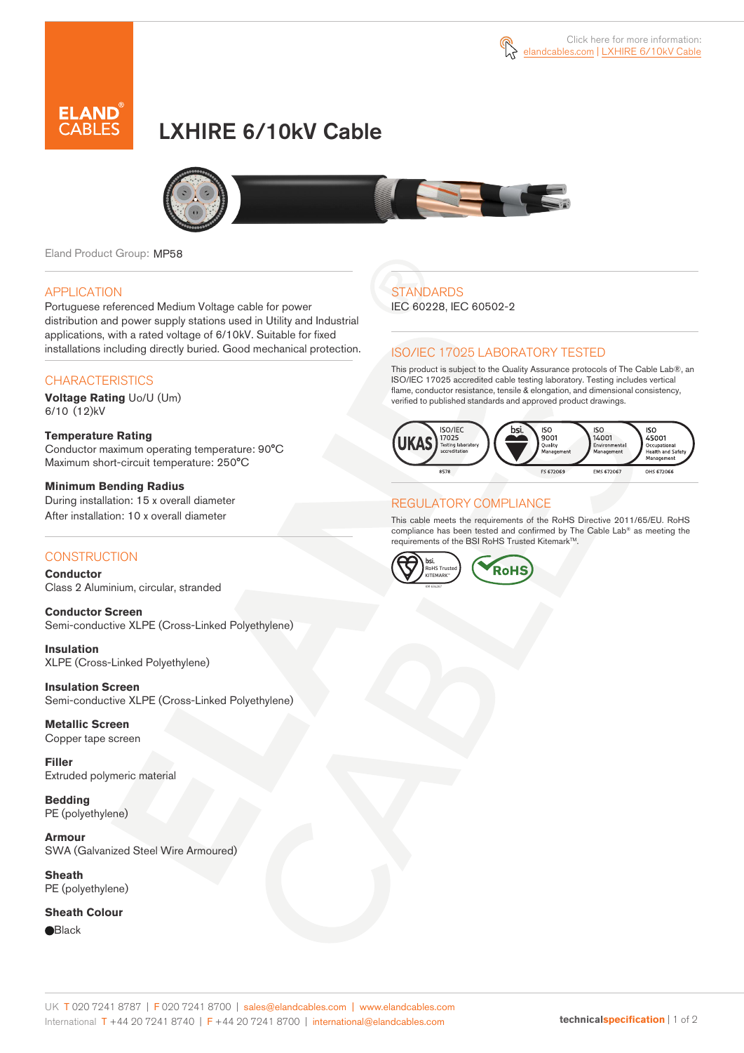Click here for more information: elandcables.com | LXHIRE 6/10kV Cable

# LXHIRE 6/10kV Cable

Eland Product Group: MP58

## APPLICATION

Portuguese referenced Medium Voltage cable for power distribution and power supply stations used in Utility and Industrial applications, with a rated voltage of 6/10kV. Suitable for fixed installations including directly buried. Good mechanical protection.

## CHARACTERISTICS

**Voltage Rating** Uo/U (Um)
6/10 (12)kV

**Temperature Rating**
Conductor maximum operating temperature: 90°C
Maximum short-circuit temperature: 250°C

**Minimum Bending Radius**
During installation: 15 x overall diameter
After installation: 10 x overall diameter

## CONSTRUCTION

**Conductor**
Class 2 Aluminium, circular, stranded

**Conductor Screen**
Semi-conductive XLPE (Cross-Linked Polyethylene)

**Insulation**
XLPE (Cross-Linked Polyethylene)

**Insulation Screen**
Semi-conductive XLPE (Cross-Linked Polyethylene)

**Metallic Screen**
Copper tape screen

**Filler**
Extruded polymeric material

**Bedding**
PE (polyethylene)

**Armour**
SWA (Galvanized Steel Wire Armoured)

**Sheath**
PE (polyethylene)

**Sheath Colour**
Black

## STANDARDS

IEC 60228, IEC 60502-2

## ISO/IEC 17025 LABORATORY TESTED

This product is subject to the Quality Assurance protocols of The Cable Lab®, an ISO/IEC 17025 accredited cable testing laboratory. Testing includes vertical flame, conductor resistance, tensile & elongation, and dimensional consistency, verified to published standards and approved product drawings.

UKAS ISO/IEC 17025 Testing laboratory accreditation 8578 | bsi. ISO 9001 Quality Management FS 672069 | ISO 14001 Environmental Management EMS 672067 | ISO 45001 Occupational Health and Safety Management OHS 672066

## REGULATORY COMPLIANCE

This cable meets the requirements of the RoHS Directive 2011/65/EU. RoHS compliance has been tested and confirmed by The Cable Lab® as meeting the requirements of the BSI RoHS Trusted Kitemark™.

bsi. RoHS Trusted KITEMARK™ | RoHS

UK T 020 7241 8787 | F 020 7241 8700 | sales@elandcables.com | www.elandcables.com
International T +44 20 7241 8740 | F +44 20 7241 8700 | international@elandcables.com

technicalspecification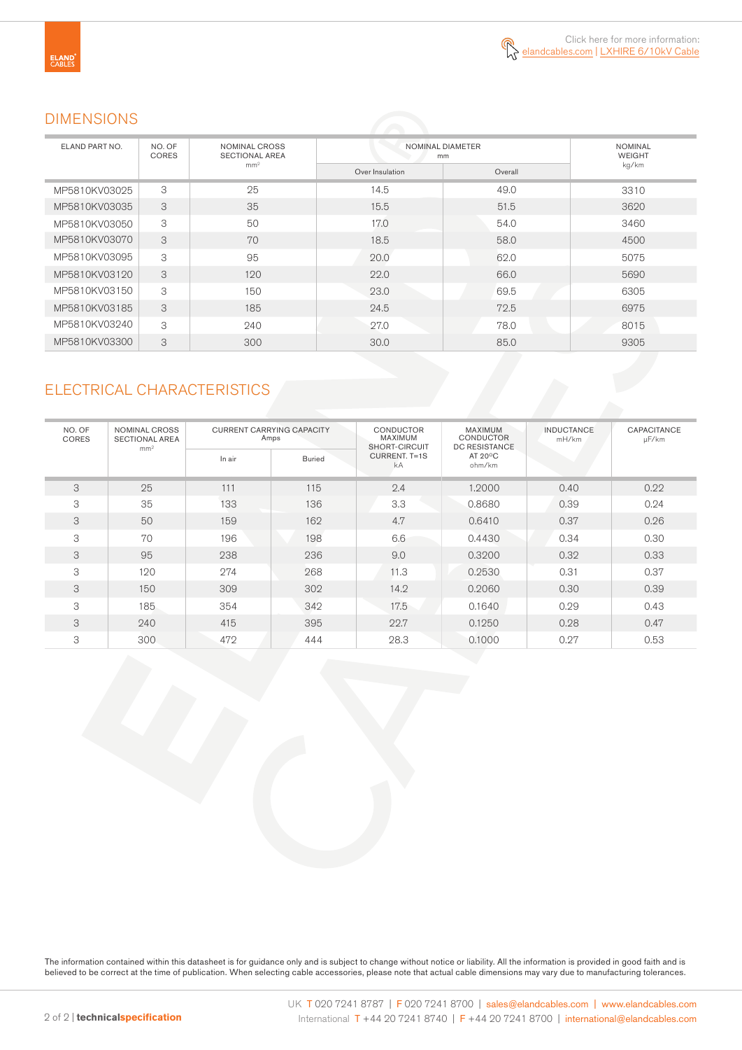Click here for more information: elandcables.com | LXHIRE 6/10kV Cable

## DIMENSIONS

| ELAND PART NO. | NO. OF CORES | NOMINAL CROSS SECTIONAL AREA mm² | NOMINAL DIAMETER mm | | NOMINAL WEIGHT kg/km |
|---|---|---|---|---|---|
| | | | Over Insulation | Overall | |
| MP5810KV03025 | 3 | 25 | 14.5 | 49.0 | 3310 |
| MP5810KV03035 | 3 | 35 | 15.5 | 51.5 | 3620 |
| MP5810KV03050 | 3 | 50 | 17.0 | 54.0 | 3460 |
| MP5810KV03070 | 3 | 70 | 18.5 | 58.0 | 4500 |
| MP5810KV03095 | 3 | 95 | 20.0 | 62.0 | 5075 |
| MP5810KV03120 | 3 | 120 | 22.0 | 66.0 | 5690 |
| MP5810KV03150 | 3 | 150 | 23.0 | 69.5 | 6305 |
| MP5810KV03185 | 3 | 185 | 24.5 | 72.5 | 6975 |
| MP5810KV03240 | 3 | 240 | 27.0 | 78.0 | 8015 |
| MP5810KV03300 | 3 | 300 | 30.0 | 85.0 | 9305 |

## ELECTRICAL CHARACTERISTICS

| NO. OF CORES | NOMINAL CROSS SECTIONAL AREA mm² | CURRENT CARRYING CAPACITY Amps | | CONDUCTOR MAXIMUM SHORT-CIRCUIT CURRENT. T=1S kA | MAXIMUM CONDUCTOR DC RESISTANCE AT 20°C ohm/km | INDUCTANCE mH/km | CAPACITANCE µF/km |
|---|---|---|---|---|---|---|---|
| | | In air | Buried | | | | |
| 3 | 25 | 111 | 115 | 2.4 | 1.2000 | 0.40 | 0.22 |
| 3 | 35 | 133 | 136 | 3.3 | 0.8680 | 0.39 | 0.24 |
| 3 | 50 | 159 | 162 | 4.7 | 0.6410 | 0.37 | 0.26 |
| 3 | 70 | 196 | 198 | 6.6 | 0.4430 | 0.34 | 0.30 |
| 3 | 95 | 238 | 236 | 9.0 | 0.3200 | 0.32 | 0.33 |
| 3 | 120 | 274 | 268 | 11.3 | 0.2530 | 0.31 | 0.37 |
| 3 | 150 | 309 | 302 | 14.2 | 0.2060 | 0.30 | 0.39 |
| 3 | 185 | 354 | 342 | 17.5 | 0.1640 | 0.29 | 0.43 |
| 3 | 240 | 415 | 395 | 22.7 | 0.1250 | 0.28 | 0.47 |
| 3 | 300 | 472 | 444 | 28.3 | 0.1000 | 0.27 | 0.53 |

The information contained within this datasheet is for guidance only and is subject to change without notice or liability. All the information is provided in good faith and is believed to be correct at the time of publication. When selecting cable accessories, please note that actual cable dimensions may vary due to manufacturing tolerances.

UK T 020 7241 8787 | F 020 7241 8700 | sales@elandcables.com | www.elandcables.com
International T +44 20 7241 8740 | F +44 20 7241 8700 | international@elandcables.com